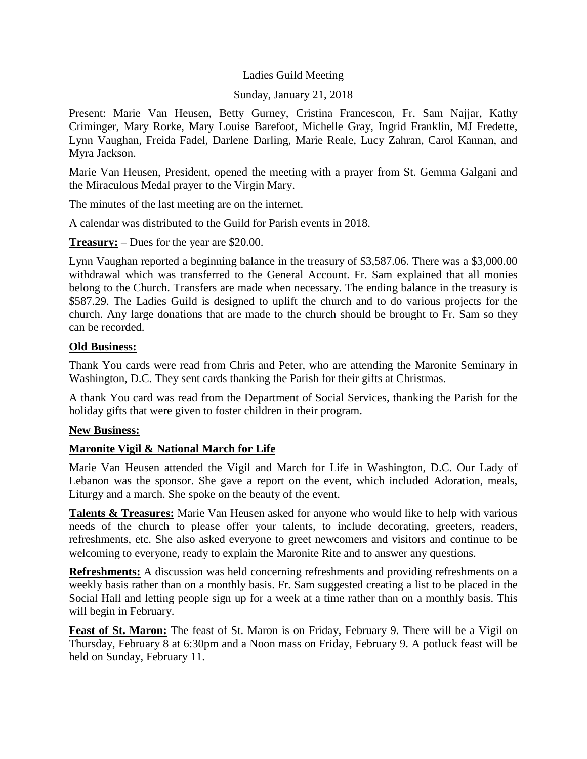Ladies Guild Meeting

Sunday, January 21, 2018

Present: Marie Van Heusen, Betty Gurney, Cristina Francescon, Fr. Sam Najjar, Kathy Criminger, Mary Rorke, Mary Louise Barefoot, Michelle Gray, Ingrid Franklin, MJ Fredette, Lynn Vaughan, Freida Fadel, Darlene Darling, Marie Reale, Lucy Zahran, Carol Kannan, and Myra Jackson.

Marie Van Heusen, President, opened the meeting with a prayer from St. Gemma Galgani and the Miraculous Medal prayer to the Virgin Mary.

The minutes of the last meeting are on the internet.

A calendar was distributed to the Guild for Parish events in 2018.

**Treasury:** – Dues for the year are $20.00.

Lynn Vaughan reported a beginning balance in the treasury of $3,587.06. There was a $3,000.00 withdrawal which was transferred to the General Account. Fr. Sam explained that all monies belong to the Church. Transfers are made when necessary. The ending balance in the treasury is $587.29. The Ladies Guild is designed to uplift the church and to do various projects for the church. Any large donations that are made to the church should be brought to Fr. Sam so they can be recorded.

**Old Business:**

Thank You cards were read from Chris and Peter, who are attending the Maronite Seminary in Washington, D.C. They sent cards thanking the Parish for their gifts at Christmas.

A thank You card was read from the Department of Social Services, thanking the Parish for the holiday gifts that were given to foster children in their program.

**New Business:**

**Maronite Vigil & National March for Life**

Marie Van Heusen attended the Vigil and March for Life in Washington, D.C. Our Lady of Lebanon was the sponsor. She gave a report on the event, which included Adoration, meals, Liturgy and a march. She spoke on the beauty of the event.

**Talents & Treasures:** Marie Van Heusen asked for anyone who would like to help with various needs of the church to please offer your talents, to include decorating, greeters, readers, refreshments, etc. She also asked everyone to greet newcomers and visitors and continue to be welcoming to everyone, ready to explain the Maronite Rite and to answer any questions.

**Refreshments:** A discussion was held concerning refreshments and providing refreshments on a weekly basis rather than on a monthly basis. Fr. Sam suggested creating a list to be placed in the Social Hall and letting people sign up for a week at a time rather than on a monthly basis. This will begin in February.

**Feast of St. Maron:** The feast of St. Maron is on Friday, February 9. There will be a Vigil on Thursday, February 8 at 6:30pm and a Noon mass on Friday, February 9. A potluck feast will be held on Sunday, February 11.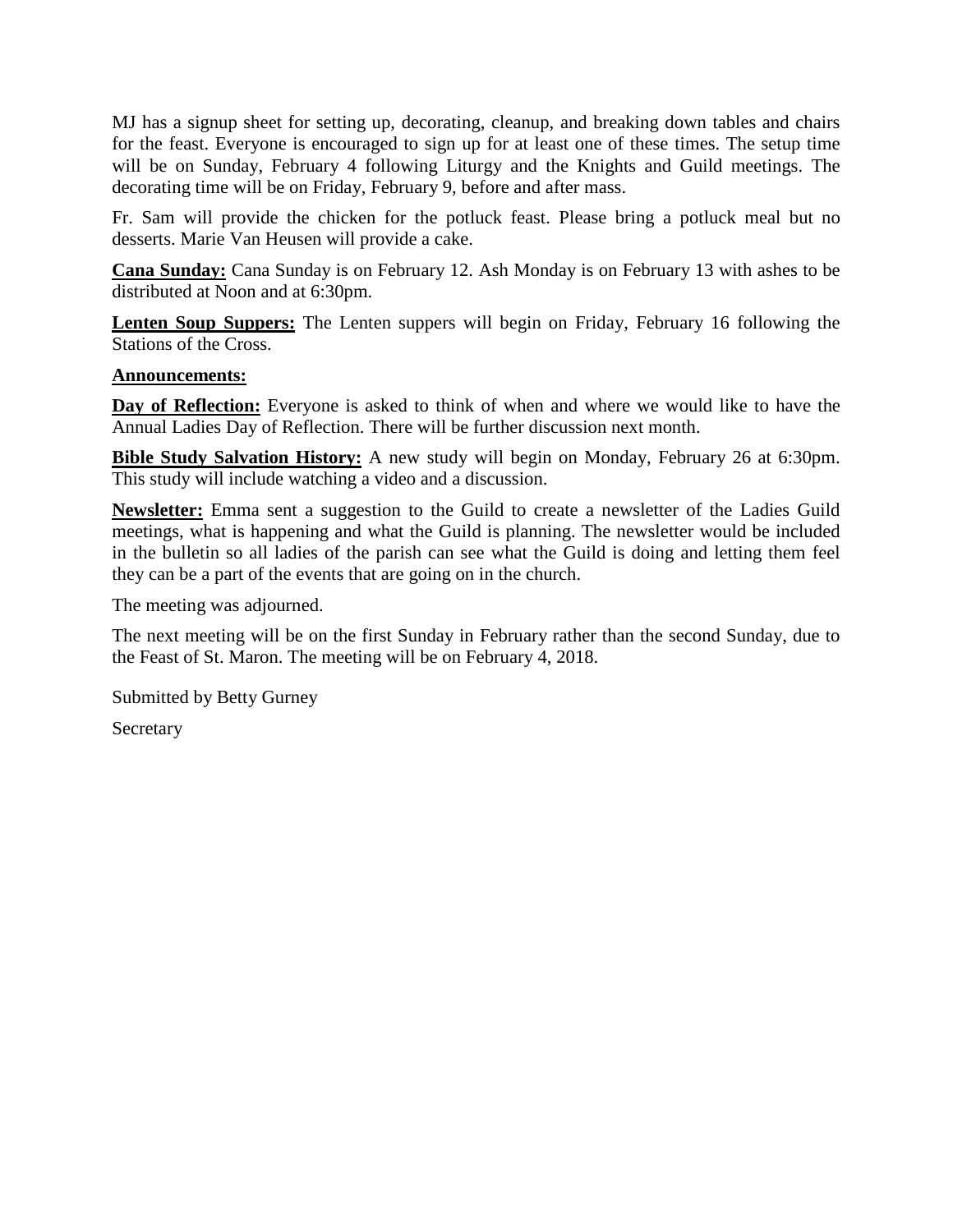MJ has a signup sheet for setting up, decorating, cleanup, and breaking down tables and chairs for the feast. Everyone is encouraged to sign up for at least one of these times. The setup time will be on Sunday, February 4 following Liturgy and the Knights and Guild meetings. The decorating time will be on Friday, February 9, before and after mass.

Fr. Sam will provide the chicken for the potluck feast. Please bring a potluck meal but no desserts. Marie Van Heusen will provide a cake.

**Cana Sunday:** Cana Sunday is on February 12. Ash Monday is on February 13 with ashes to be distributed at Noon and at 6:30pm.

**Lenten Soup Suppers:** The Lenten suppers will begin on Friday, February 16 following the Stations of the Cross.

**Announcements:**

**Day of Reflection:** Everyone is asked to think of when and where we would like to have the Annual Ladies Day of Reflection. There will be further discussion next month.

**Bible Study Salvation History:** A new study will begin on Monday, February 26 at 6:30pm. This study will include watching a video and a discussion.

**Newsletter:** Emma sent a suggestion to the Guild to create a newsletter of the Ladies Guild meetings, what is happening and what the Guild is planning. The newsletter would be included in the bulletin so all ladies of the parish can see what the Guild is doing and letting them feel they can be a part of the events that are going on in the church.

The meeting was adjourned.

The next meeting will be on the first Sunday in February rather than the second Sunday, due to the Feast of St. Maron. The meeting will be on February 4, 2018.

Submitted by Betty Gurney

Secretary